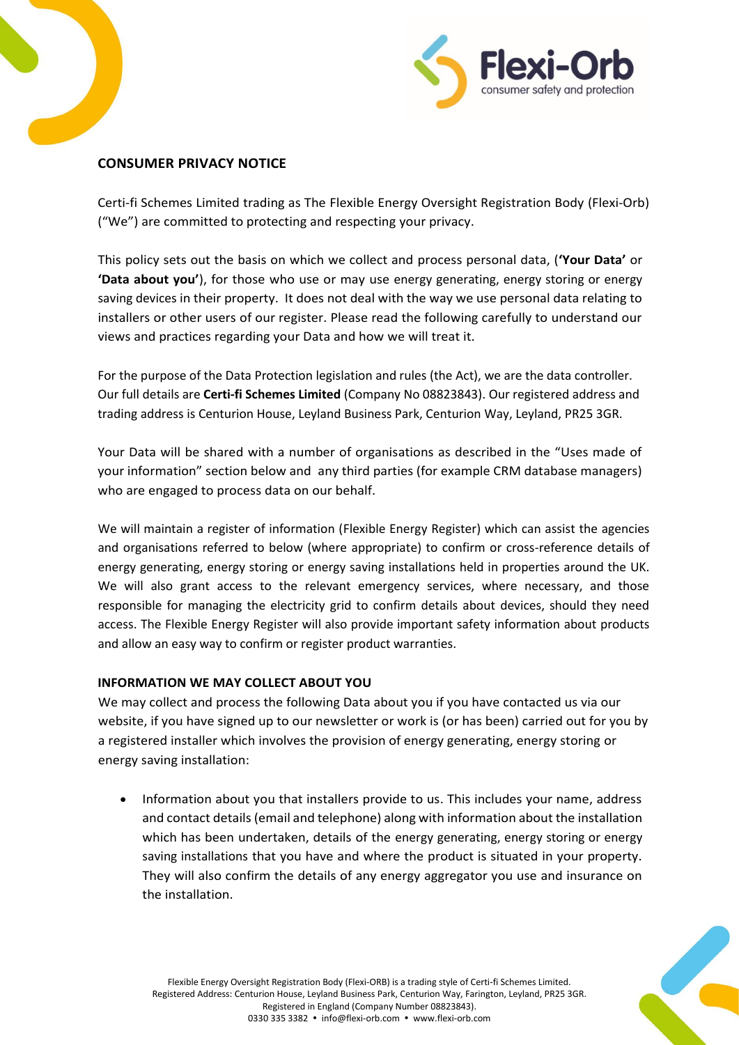## CONSUMER PRIVACY NOTICE

Certi-fi Schemes Limited trading as The Flexible Energy Oversight Registration Body (Flexi-Orb) ("We") are committed to protecting and respecting your privacy.

This policy sets out the basis on which we collect and process personal data, (**'Your Data'** or **'Data about you'**), for those who use or may use energy generating, energy storing or energy saving devices in their property. It does not deal with the way we use personal data relating to installers or other users of our register. Please read the following carefully to understand our views and practices regarding your Data and how we will treat it.

For the purpose of the Data Protection legislation and rules (the Act), we are the data controller. Our full details are **Certi-fi Schemes Limited** (Company No 08823843). Our registered address and trading address is Centurion House, Leyland Business Park, Centurion Way, Leyland, PR25 3GR.

Your Data will be shared with a number of organisations as described in the "Uses made of your information" section below and any third parties (for example CRM database managers) who are engaged to process data on our behalf.

We will maintain a register of information (Flexible Energy Register) which can assist the agencies and organisations referred to below (where appropriate) to confirm or cross-reference details of energy generating, energy storing or energy saving installations held in properties around the UK. We will also grant access to the relevant emergency services, where necessary, and those responsible for managing the electricity grid to confirm details about devices, should they need access. The Flexible Energy Register will also provide important safety information about products and allow an easy way to confirm or register product warranties.

### INFORMATION WE MAY COLLECT ABOUT YOU

We may collect and process the following Data about you if you have contacted us via our website, if you have signed up to our newsletter or work is (or has been) carried out for you by a registered installer which involves the provision of energy generating, energy storing or energy saving installation:

- Information about you that installers provide to us. This includes your name, address and contact details (email and telephone) along with information about the installation which has been undertaken, details of the energy generating, energy storing or energy saving installations that you have and where the product is situated in your property. They will also confirm the details of any energy aggregator you use and insurance on the installation.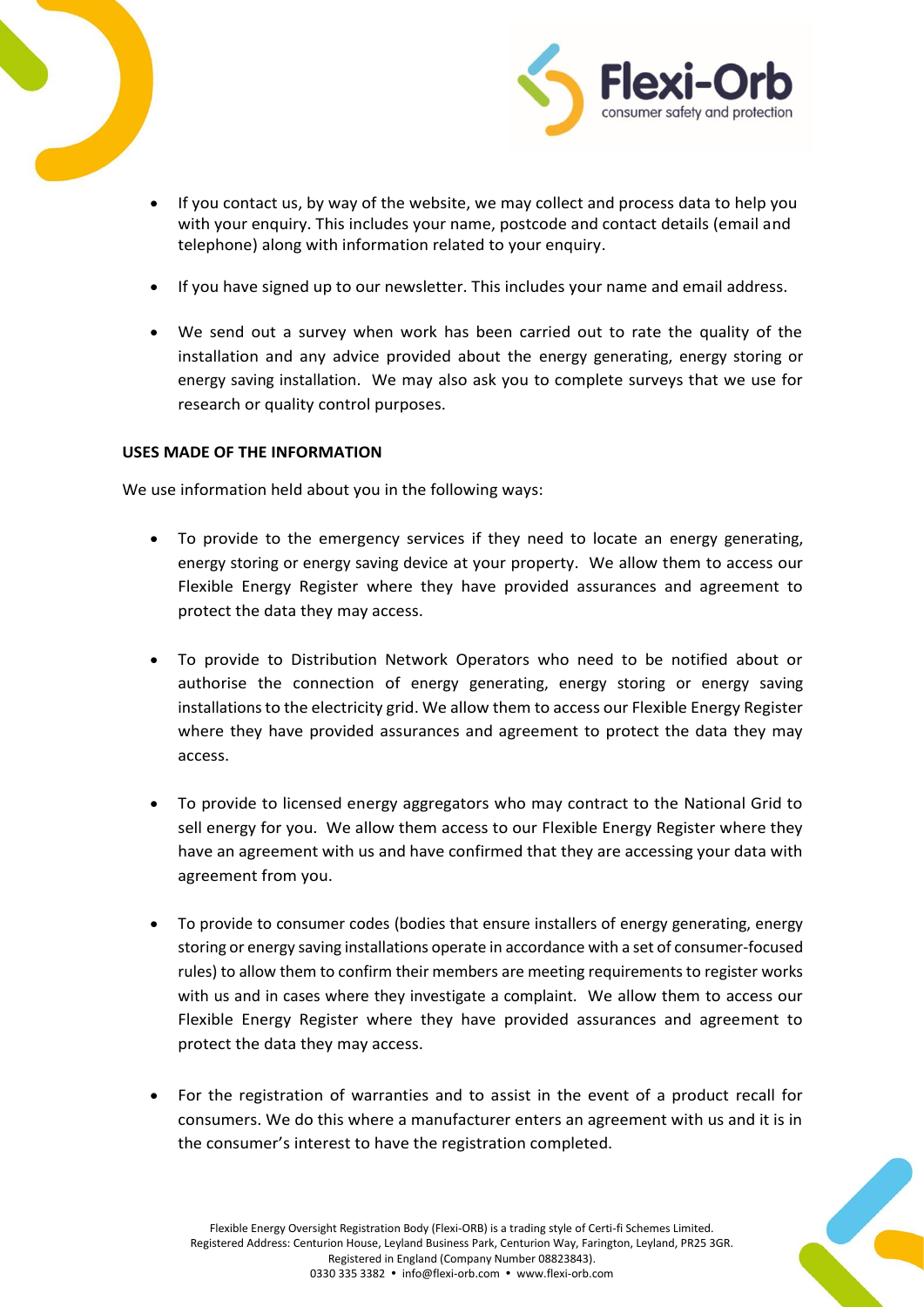- If you contact us, by way of the website, we may collect and process data to help you with your enquiry. This includes your name, postcode and contact details (email and telephone) along with information related to your enquiry.

- If you have signed up to our newsletter. This includes your name and email address.

- We send out a survey when work has been carried out to rate the quality of the installation and any advice provided about the energy generating, energy storing or energy saving installation. We may also ask you to complete surveys that we use for research or quality control purposes.

**USES MADE OF THE INFORMATION**

We use information held about you in the following ways:

- To provide to the emergency services if they need to locate an energy generating, energy storing or energy saving device at your property. We allow them to access our Flexible Energy Register where they have provided assurances and agreement to protect the data they may access.

- To provide to Distribution Network Operators who need to be notified about or authorise the connection of energy generating, energy storing or energy saving installations to the electricity grid. We allow them to access our Flexible Energy Register where they have provided assurances and agreement to protect the data they may access.

- To provide to licensed energy aggregators who may contract to the National Grid to sell energy for you. We allow them access to our Flexible Energy Register where they have an agreement with us and have confirmed that they are accessing your data with agreement from you.

- To provide to consumer codes (bodies that ensure installers of energy generating, energy storing or energy saving installations operate in accordance with a set of consumer-focused rules) to allow them to confirm their members are meeting requirements to register works with us and in cases where they investigate a complaint. We allow them to access our Flexible Energy Register where they have provided assurances and agreement to protect the data they may access.

- For the registration of warranties and to assist in the event of a product recall for consumers. We do this where a manufacturer enters an agreement with us and it is in the consumer's interest to have the registration completed.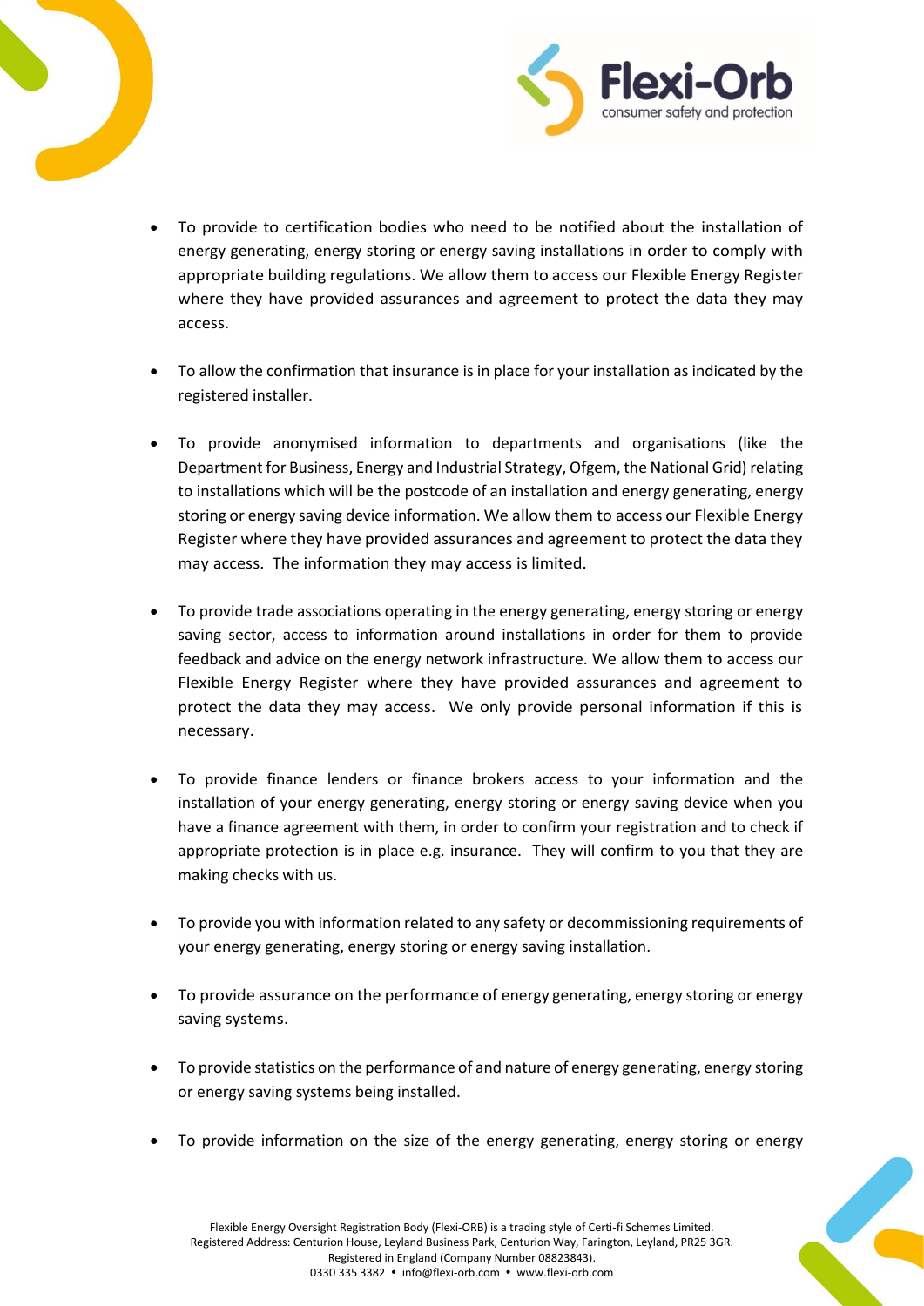- To provide to certification bodies who need to be notified about the installation of energy generating, energy storing or energy saving installations in order to comply with appropriate building regulations. We allow them to access our Flexible Energy Register where they have provided assurances and agreement to protect the data they may access.

- To allow the confirmation that insurance is in place for your installation as indicated by the registered installer.

- To provide anonymised information to departments and organisations (like the Department for Business, Energy and Industrial Strategy, Ofgem, the National Grid) relating to installations which will be the postcode of an installation and energy generating, energy storing or energy saving device information. We allow them to access our Flexible Energy Register where they have provided assurances and agreement to protect the data they may access. The information they may access is limited.

- To provide trade associations operating in the energy generating, energy storing or energy saving sector, access to information around installations in order for them to provide feedback and advice on the energy network infrastructure. We allow them to access our Flexible Energy Register where they have provided assurances and agreement to protect the data they may access. We only provide personal information if this is necessary.

- To provide finance lenders or finance brokers access to your information and the installation of your energy generating, energy storing or energy saving device when you have a finance agreement with them, in order to confirm your registration and to check if appropriate protection is in place e.g. insurance. They will confirm to you that they are making checks with us.

- To provide you with information related to any safety or decommissioning requirements of your energy generating, energy storing or energy saving installation.

- To provide assurance on the performance of energy generating, energy storing or energy saving systems.

- To provide statistics on the performance of and nature of energy generating, energy storing or energy saving systems being installed.

- To provide information on the size of the energy generating, energy storing or energy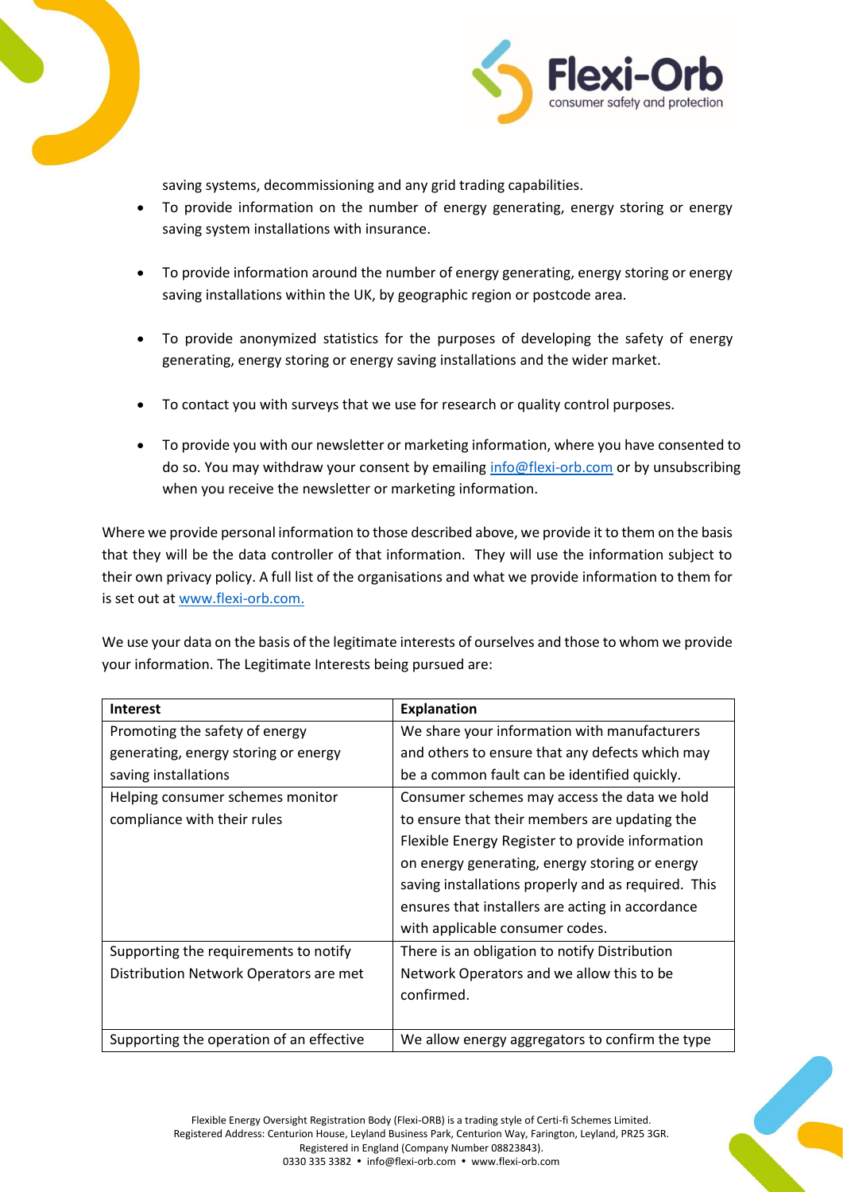saving systems, decommissioning and any grid trading capabilities.

- To provide information on the number of energy generating, energy storing or energy saving system installations with insurance.
- To provide information around the number of energy generating, energy storing or energy saving installations within the UK, by geographic region or postcode area.
- To provide anonymized statistics for the purposes of developing the safety of energy generating, energy storing or energy saving installations and the wider market.
- To contact you with surveys that we use for research or quality control purposes.
- To provide you with our newsletter or marketing information, where you have consented to do so. You may withdraw your consent by emailing info@flexi-orb.com or by unsubscribing when you receive the newsletter or marketing information.

Where we provide personal information to those described above, we provide it to them on the basis that they will be the data controller of that information. They will use the information subject to their own privacy policy. A full list of the organisations and what we provide information to them for is set out at www.flexi-orb.com.

We use your data on the basis of the legitimate interests of ourselves and those to whom we provide your information. The Legitimate Interests being pursued are:

| Interest | Explanation |
| --- | --- |
| Promoting the safety of energy generating, energy storing or energy saving installations | We share your information with manufacturers and others to ensure that any defects which may be a common fault can be identified quickly. |
| Helping consumer schemes monitor compliance with their rules | Consumer schemes may access the data we hold to ensure that their members are updating the Flexible Energy Register to provide information on energy generating, energy storing or energy saving installations properly and as required. This ensures that installers are acting in accordance with applicable consumer codes. |
| Supporting the requirements to notify Distribution Network Operators are met | There is an obligation to notify Distribution Network Operators and we allow this to be confirmed. |
| Supporting the operation of an effective | We allow energy aggregators to confirm the type |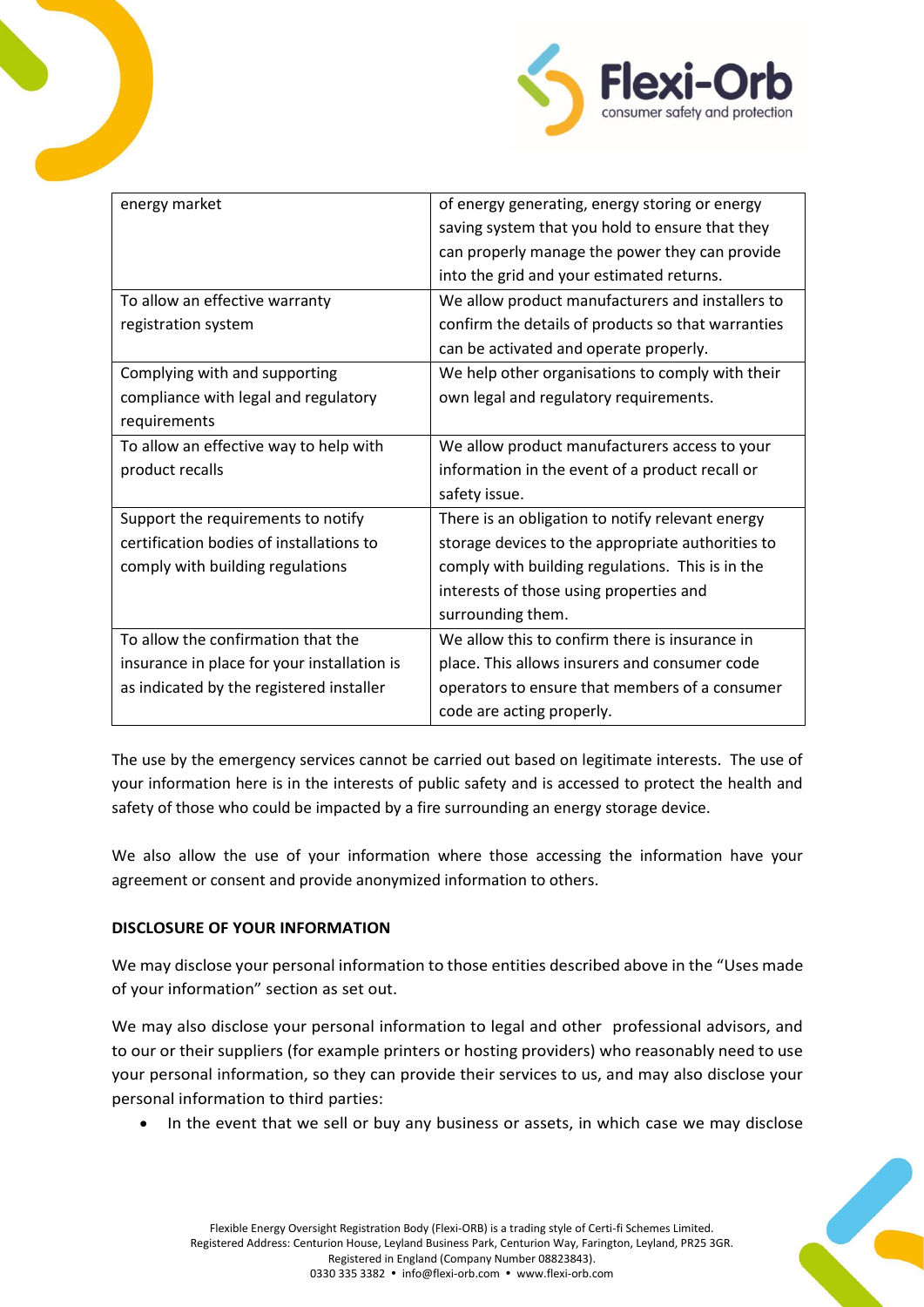| | |
|---|---|
| energy market | of energy generating, energy storing or energy saving system that you hold to ensure that they can properly manage the power they can provide into the grid and your estimated returns. |
| To allow an effective warranty registration system | We allow product manufacturers and installers to confirm the details of products so that warranties can be activated and operate properly. |
| Complying with and supporting compliance with legal and regulatory requirements | We help other organisations to comply with their own legal and regulatory requirements. |
| To allow an effective way to help with product recalls | We allow product manufacturers access to your information in the event of a product recall or safety issue. |
| Support the requirements to notify certification bodies of installations to comply with building regulations | There is an obligation to notify relevant energy storage devices to the appropriate authorities to comply with building regulations. This is in the interests of those using properties and surrounding them. |
| To allow the confirmation that the insurance in place for your installation is as indicated by the registered installer | We allow this to confirm there is insurance in place. This allows insurers and consumer code operators to ensure that members of a consumer code are acting properly. |

The use by the emergency services cannot be carried out based on legitimate interests. The use of your information here is in the interests of public safety and is accessed to protect the health and safety of those who could be impacted by a fire surrounding an energy storage device.

We also allow the use of your information where those accessing the information have your agreement or consent and provide anonymized information to others.

**DISCLOSURE OF YOUR INFORMATION**

We may disclose your personal information to those entities described above in the "Uses made of your information" section as set out.

We may also disclose your personal information to legal and other professional advisors, and to our or their suppliers (for example printers or hosting providers) who reasonably need to use your personal information, so they can provide their services to us, and may also disclose your personal information to third parties:

- In the event that we sell or buy any business or assets, in which case we may disclose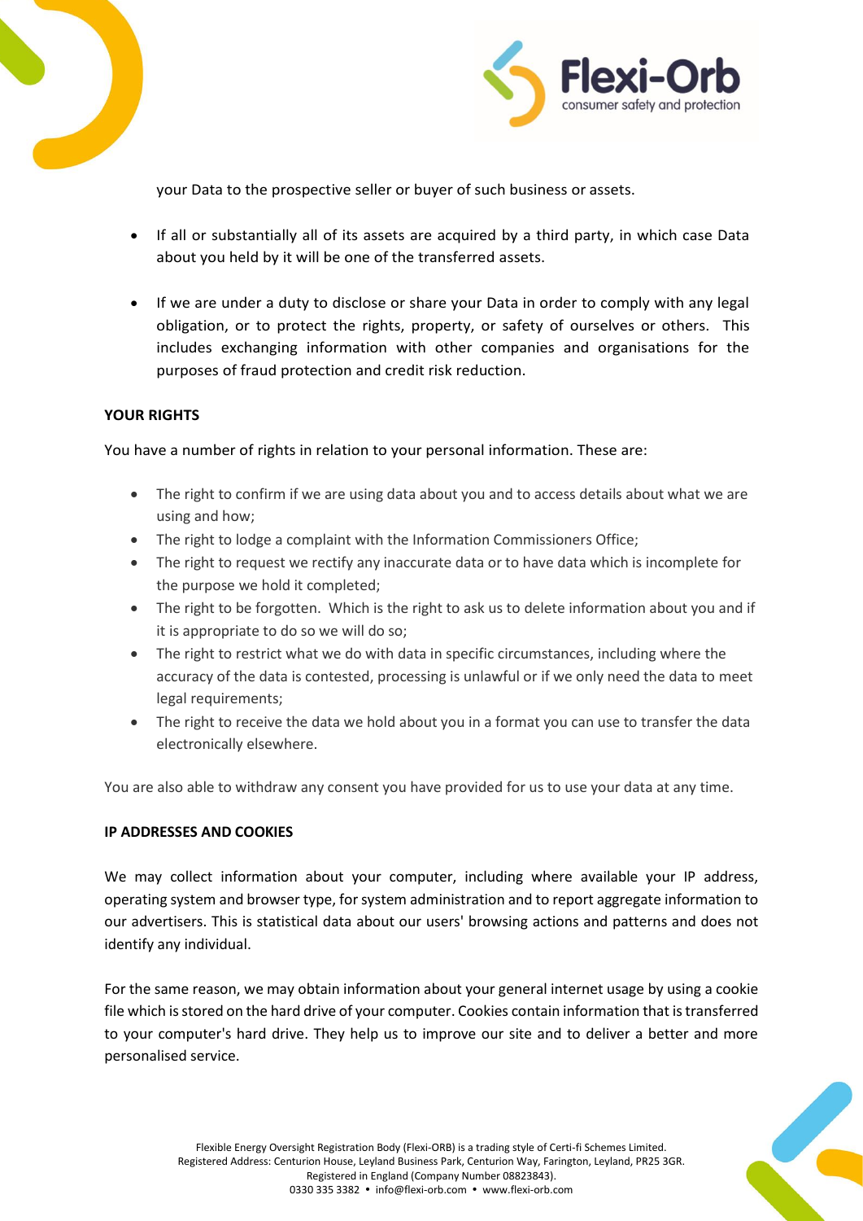your Data to the prospective seller or buyer of such business or assets.

- If all or substantially all of its assets are acquired by a third party, in which case Data about you held by it will be one of the transferred assets.

- If we are under a duty to disclose or share your Data in order to comply with any legal obligation, or to protect the rights, property, or safety of ourselves or others. This includes exchanging information with other companies and organisations for the purposes of fraud protection and credit risk reduction.

**YOUR RIGHTS**

You have a number of rights in relation to your personal information. These are:

- The right to confirm if we are using data about you and to access details about what we are using and how;
- The right to lodge a complaint with the Information Commissioners Office;
- The right to request we rectify any inaccurate data or to have data which is incomplete for the purpose we hold it completed;
- The right to be forgotten. Which is the right to ask us to delete information about you and if it is appropriate to do so we will do so;
- The right to restrict what we do with data in specific circumstances, including where the accuracy of the data is contested, processing is unlawful or if we only need the data to meet legal requirements;
- The right to receive the data we hold about you in a format you can use to transfer the data electronically elsewhere.

You are also able to withdraw any consent you have provided for us to use your data at any time.

**IP ADDRESSES AND COOKIES**

We may collect information about your computer, including where available your IP address, operating system and browser type, for system administration and to report aggregate information to our advertisers. This is statistical data about our users' browsing actions and patterns and does not identify any individual.

For the same reason, we may obtain information about your general internet usage by using a cookie file which is stored on the hard drive of your computer. Cookies contain information that is transferred to your computer's hard drive. They help us to improve our site and to deliver a better and more personalised service.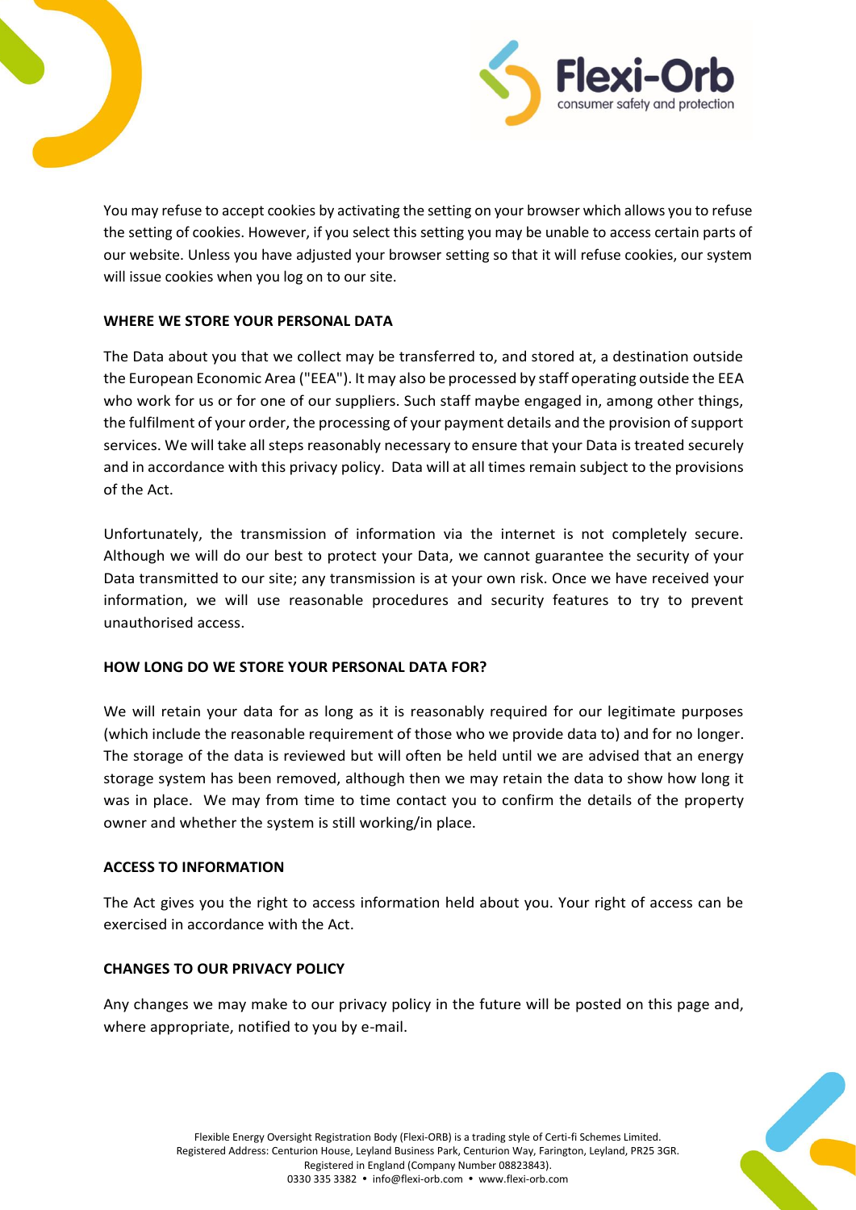You may refuse to accept cookies by activating the setting on your browser which allows you to refuse the setting of cookies. However, if you select this setting you may be unable to access certain parts of our website. Unless you have adjusted your browser setting so that it will refuse cookies, our system will issue cookies when you log on to our site.

## WHERE WE STORE YOUR PERSONAL DATA

The Data about you that we collect may be transferred to, and stored at, a destination outside the European Economic Area ("EEA"). It may also be processed by staff operating outside the EEA who work for us or for one of our suppliers. Such staff maybe engaged in, among other things, the fulfilment of your order, the processing of your payment details and the provision of support services. We will take all steps reasonably necessary to ensure that your Data is treated securely and in accordance with this privacy policy. Data will at all times remain subject to the provisions of the Act.

Unfortunately, the transmission of information via the internet is not completely secure. Although we will do our best to protect your Data, we cannot guarantee the security of your Data transmitted to our site; any transmission is at your own risk. Once we have received your information, we will use reasonable procedures and security features to try to prevent unauthorised access.

## HOW LONG DO WE STORE YOUR PERSONAL DATA FOR?

We will retain your data for as long as it is reasonably required for our legitimate purposes (which include the reasonable requirement of those who we provide data to) and for no longer. The storage of the data is reviewed but will often be held until we are advised that an energy storage system has been removed, although then we may retain the data to show how long it was in place. We may from time to time contact you to confirm the details of the property owner and whether the system is still working/in place.

## ACCESS TO INFORMATION

The Act gives you the right to access information held about you. Your right of access can be exercised in accordance with the Act.

## CHANGES TO OUR PRIVACY POLICY

Any changes we may make to our privacy policy in the future will be posted on this page and, where appropriate, notified to you by e-mail.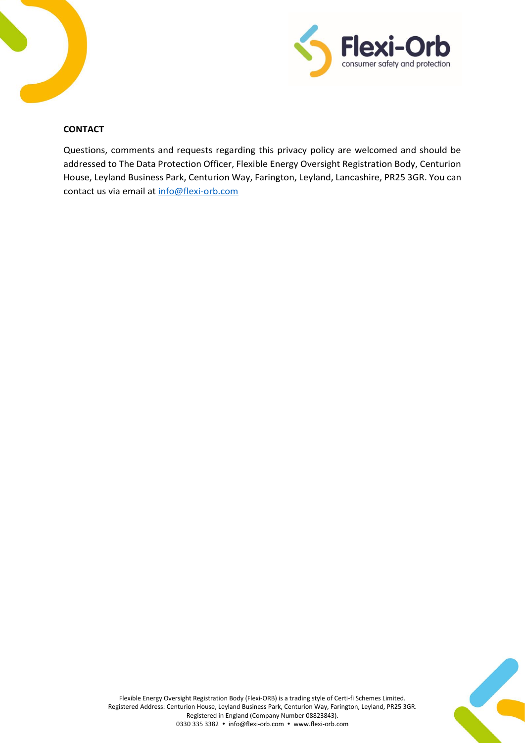**CONTACT**

Questions, comments and requests regarding this privacy policy are welcomed and should be addressed to The Data Protection Officer, Flexible Energy Oversight Registration Body, Centurion House, Leyland Business Park, Centurion Way, Farington, Leyland, Lancashire, PR25 3GR. You can contact us via email at info@flexi-orb.com